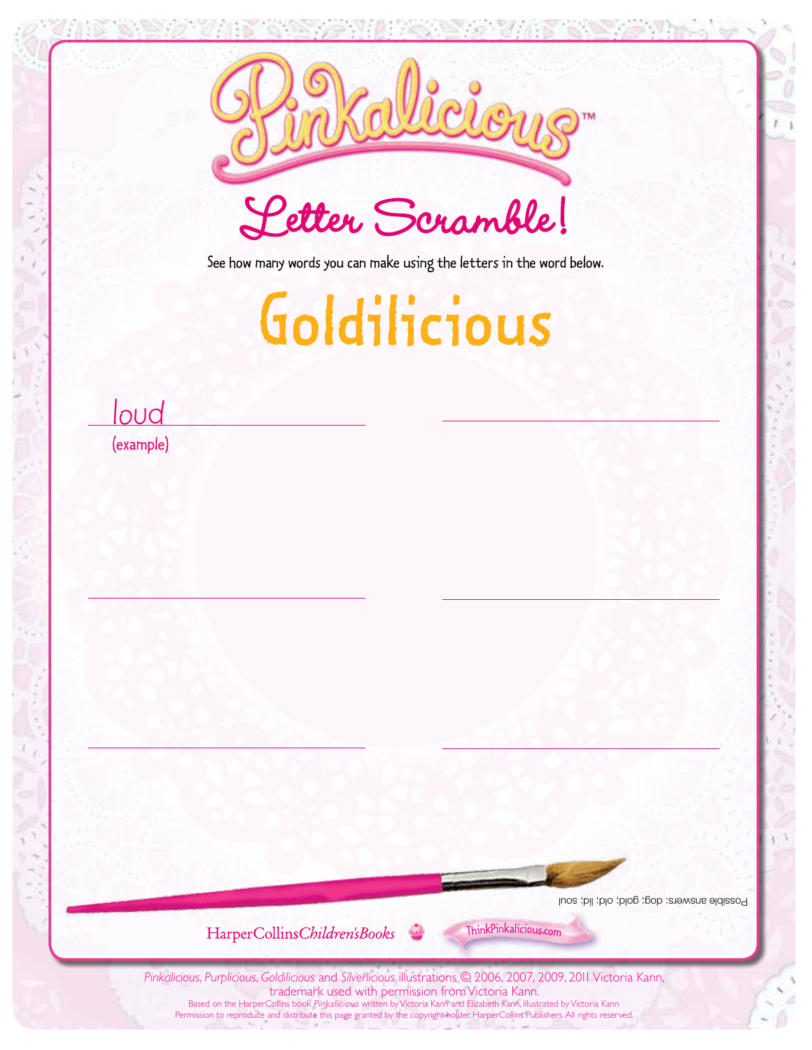# Pinkalicious™

## Letter Scramble!

See how many words you can make using the letters in the word below.

# Goldilicious

loud
(example)

Possible answers: dog; gold; old; lid; soul

HarperCollins*Children's Books*

ThinkPinkalicious.com

*Pinkalicious*, *Purplicious*, *Goldilicious* and *Silverlicious* illustrations © 2006, 2007, 2009, 2011 Victoria Kann, trademark used with permission from Victoria Kann.
Based on the HarperCollins book *Pinkalicious* written by Victoria Kann and Elizabeth Kann, illustrated by Victoria Kann
Permission to reproduce and distribute this page granted by the copyright holder, HarperCollins Publishers. All rights reserved.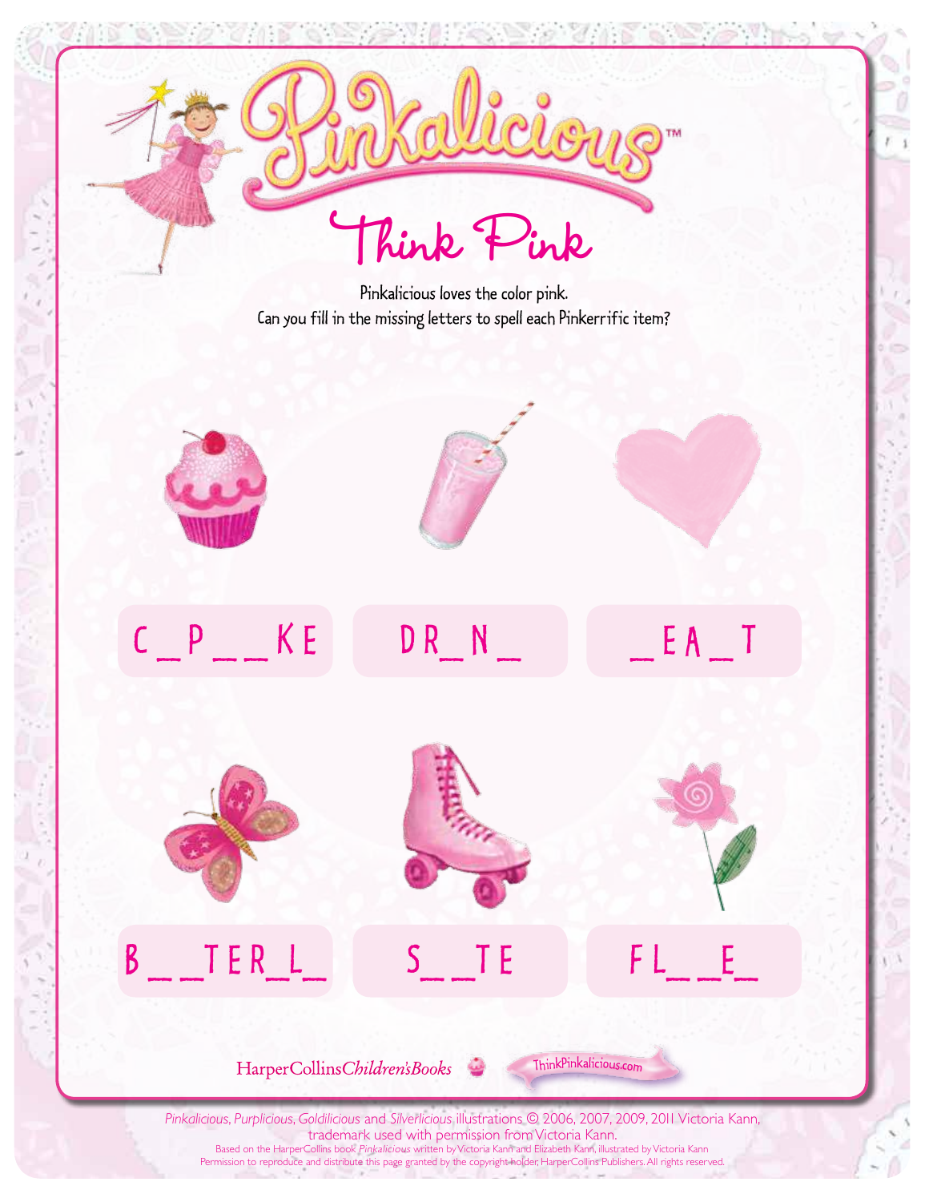# Pinkalicious™

## Think Pink

Pinkalicious loves the color pink.
Can you fill in the missing letters to spell each Pinkerrific item?

C _ P _ _ K E

D R _ N _

_ E A _ T

B _ _ T E R _ L _

S _ _ T E

F L _ _ E _

HarperCollins*Children's Books*

ThinkPinkalicious.com

*Pinkalicious*, *Purplicious*, *Goldilicious* and *Silverlicious* illustrations © 2006, 2007, 2009, 2011 Victoria Kann, trademark used with permission from Victoria Kann.
Based on the HarperCollins book *Pinkalicious* written by Victoria Kann and Elizabeth Kann, illustrated by Victoria Kann
Permission to reproduce and distribute this page granted by the copyright holder, HarperCollins Publishers. All rights reserved.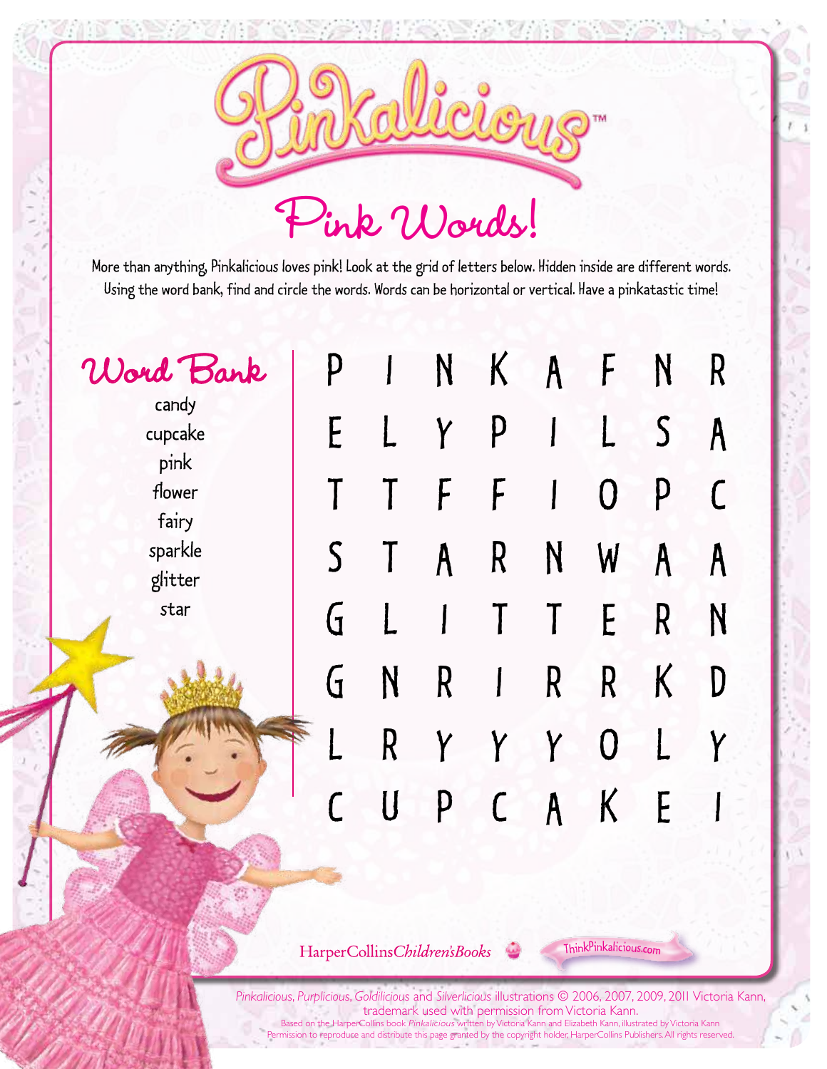# Pinkalicious™

## Pink Words!

More than anything, Pinkalicious loves pink! Look at the grid of letters below. Hidden inside are different words. Using the word bank, find and circle the words. Words can be horizontal or vertical. Have a pinkatastic time!

### Word Bank

- candy
- cupcake
- pink
- flower
- fairy
- sparkle
- glitter
- star

| | | | | | | | |
|---|---|---|---|---|---|---|---|
| P | I | N | K | A | F | N | R |
| E | L | Y | P | I | L | S | A |
| T | T | F | F | I | O | P | C |
| S | T | A | R | N | W | A | A |
| G | L | I | T | T | E | R | N |
| G | N | R | I | R | R | K | D |
| L | R | Y | Y | Y | O | L | Y |
| C | U | P | C | A | K | E | I |

HarperCollins*Children'sBooks*

ThinkPinkalicious.com

*Pinkalicious, Purplicious, Goldilicious* and *Silverlicious* illustrations © 2006, 2007, 2009, 2011 Victoria Kann, trademark used with permission from Victoria Kann.
Based on the HarperCollins book *Pinkalicious* written by Victoria Kann and Elizabeth Kann, illustrated by Victoria Kann
Permission to reproduce and distribute this page granted by the copyright holder, HarperCollins Publishers. All rights reserved.